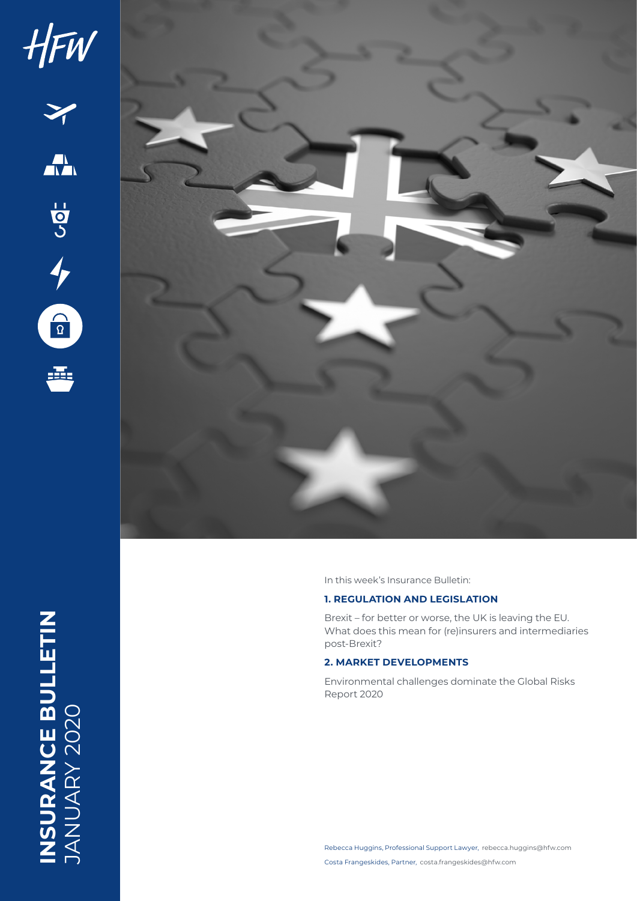HFW

# INSURANCE BULLETIN JANUARY 2020

In this week's Insurance Bulletin:

**1. REGULATION AND LEGISLATION**

Brexit – for better or worse, the UK is leaving the EU. What does this mean for (re)insurers and intermediaries post-Brexit?

**2. MARKET DEVELOPMENTS**

Environmental challenges dominate the Global Risks Report 2020

Rebecca Huggins, Professional Support Lawyer, rebecca.huggins@hfw.com

Costa Frangeskides, Partner, costa.frangeskides@hfw.com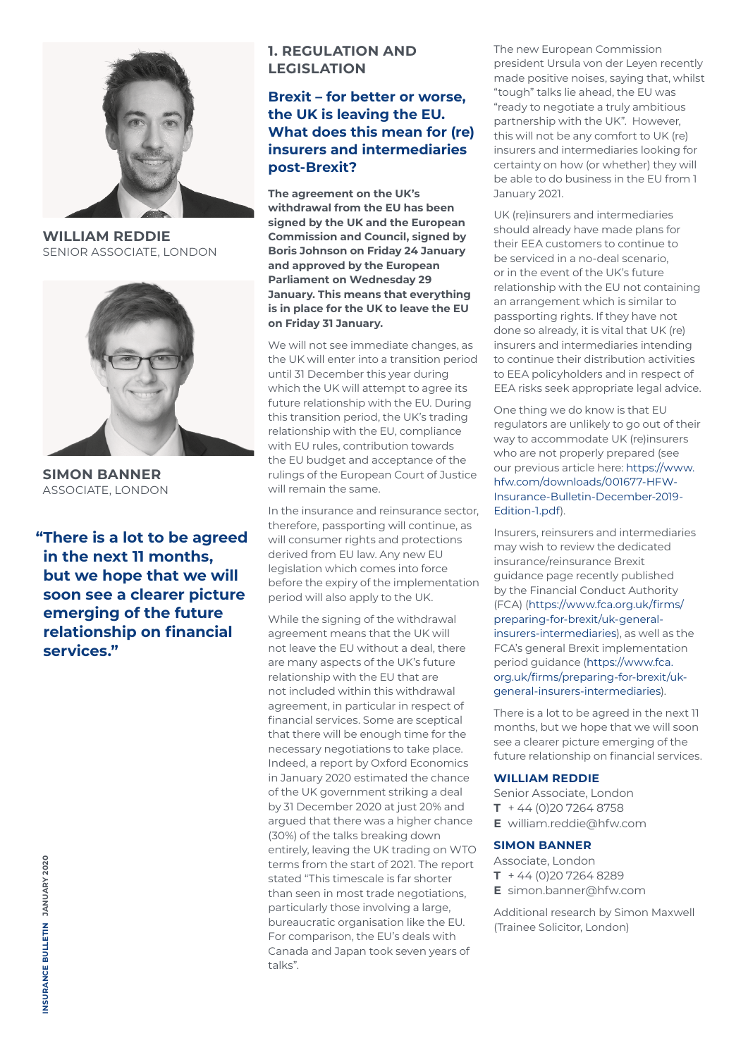**WILLIAM REDDIE**
SENIOR ASSOCIATE, LONDON

**SIMON BANNER**
ASSOCIATE, LONDON

**"There is a lot to be agreed in the next 11 months, but we hope that we will soon see a clearer picture emerging of the future relationship on financial services."**

## 1. REGULATION AND LEGISLATION

### Brexit – for better or worse, the UK is leaving the EU. What does this mean for (re) insurers and intermediaries post-Brexit?

**The agreement on the UK's withdrawal from the EU has been signed by the UK and the European Commission and Council, signed by Boris Johnson on Friday 24 January and approved by the European Parliament on Wednesday 29 January. This means that everything is in place for the UK to leave the EU on Friday 31 January.**

We will not see immediate changes, as the UK will enter into a transition period until 31 December this year during which the UK will attempt to agree its future relationship with the EU. During this transition period, the UK's trading relationship with the EU, compliance with EU rules, contribution towards the EU budget and acceptance of the rulings of the European Court of Justice will remain the same.

In the insurance and reinsurance sector, therefore, passporting will continue, as will consumer rights and protections derived from EU law. Any new EU legislation which comes into force before the expiry of the implementation period will also apply to the UK.

While the signing of the withdrawal agreement means that the UK will not leave the EU without a deal, there are many aspects of the UK's future relationship with the EU that are not included within this withdrawal agreement, in particular in respect of financial services. Some are sceptical that there will be enough time for the necessary negotiations to take place. Indeed, a report by Oxford Economics in January 2020 estimated the chance of the UK government striking a deal by 31 December 2020 at just 20% and argued that there was a higher chance (30%) of the talks breaking down entirely, leaving the UK trading on WTO terms from the start of 2021. The report stated "This timescale is far shorter than seen in most trade negotiations, particularly those involving a large, bureaucratic organisation like the EU. For comparison, the EU's deals with Canada and Japan took seven years of talks".

The new European Commission president Ursula von der Leyen recently made positive noises, saying that, whilst "tough" talks lie ahead, the EU was "ready to negotiate a truly ambitious partnership with the UK". However, this will not be any comfort to UK (re) insurers and intermediaries looking for certainty on how (or whether) they will be able to do business in the EU from 1 January 2021.

UK (re)insurers and intermediaries should already have made plans for their EEA customers to continue to be serviced in a no-deal scenario, or in the event of the UK's future relationship with the EU not containing an arrangement which is similar to passporting rights. If they have not done so already, it is vital that UK (re) insurers and intermediaries intending to continue their distribution activities to EEA policyholders and in respect of EEA risks seek appropriate legal advice.

One thing we do know is that EU regulators are unlikely to go out of their way to accommodate UK (re)insurers who are not properly prepared (see our previous article here: https://www.hfw.com/downloads/001677-HFW-Insurance-Bulletin-December-2019-Edition-1.pdf).

Insurers, reinsurers and intermediaries may wish to review the dedicated insurance/reinsurance Brexit guidance page recently published by the Financial Conduct Authority (FCA) (https://www.fca.org.uk/firms/preparing-for-brexit/uk-general-insurers-intermediaries), as well as the FCA's general Brexit implementation period guidance (https://www.fca.org.uk/firms/preparing-for-brexit/uk-general-insurers-intermediaries).

There is a lot to be agreed in the next 11 months, but we hope that we will soon see a clearer picture emerging of the future relationship on financial services.

**WILLIAM REDDIE**
Senior Associate, London
**T** + 44 (0)20 7264 8758
**E** william.reddie@hfw.com

**SIMON BANNER**
Associate, London
**T** + 44 (0)20 7264 8289
**E** simon.banner@hfw.com

Additional research by Simon Maxwell (Trainee Solicitor, London)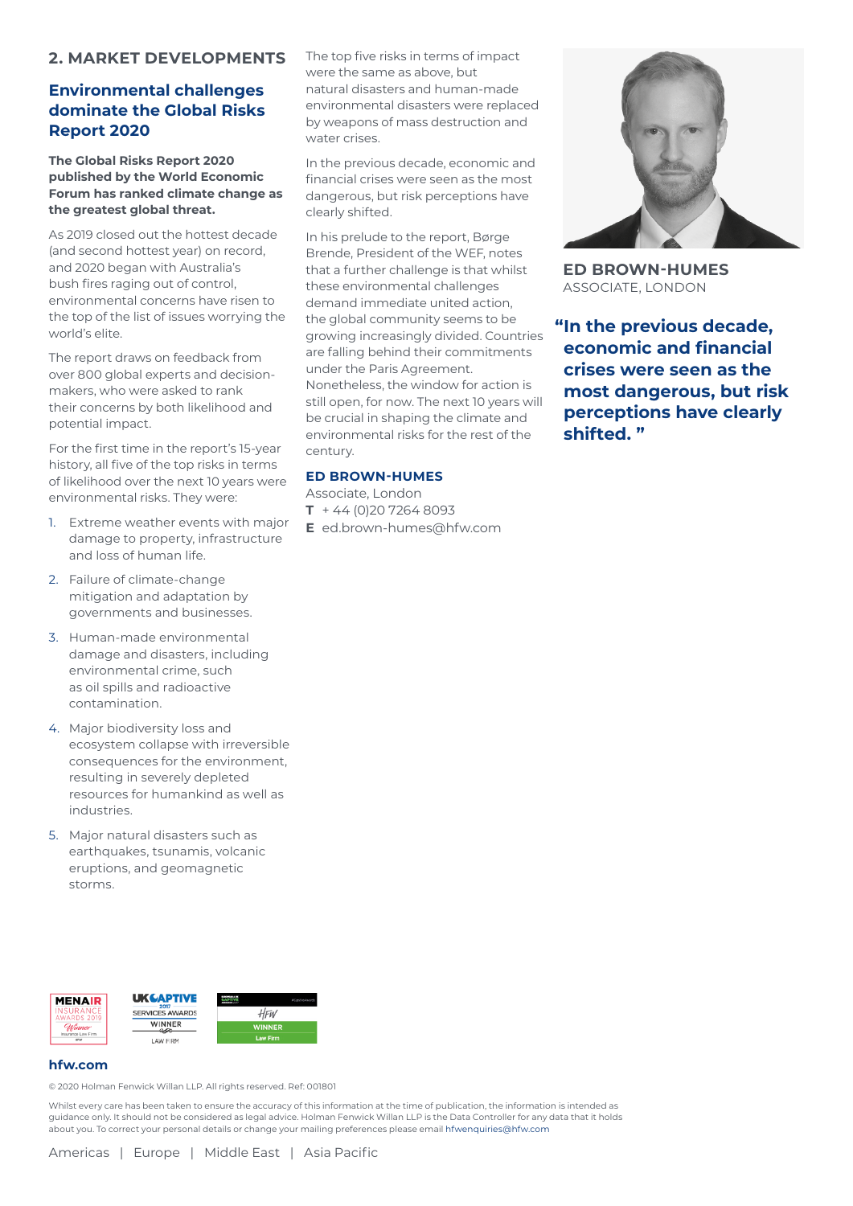## 2. MARKET DEVELOPMENTS

### Environmental challenges dominate the Global Risks Report 2020

**The Global Risks Report 2020 published by the World Economic Forum has ranked climate change as the greatest global threat.**

As 2019 closed out the hottest decade (and second hottest year) on record, and 2020 began with Australia's bush fires raging out of control, environmental concerns have risen to the top of the list of issues worrying the world's elite.

The report draws on feedback from over 800 global experts and decision-makers, who were asked to rank their concerns by both likelihood and potential impact.

For the first time in the report's 15-year history, all five of the top risks in terms of likelihood over the next 10 years were environmental risks. They were:

1. Extreme weather events with major damage to property, infrastructure and loss of human life.
2. Failure of climate-change mitigation and adaptation by governments and businesses.
3. Human-made environmental damage and disasters, including environmental crime, such as oil spills and radioactive contamination.
4. Major biodiversity loss and ecosystem collapse with irreversible consequences for the environment, resulting in severely depleted resources for humankind as well as industries.
5. Major natural disasters such as earthquakes, tsunamis, volcanic eruptions, and geomagnetic storms.

The top five risks in terms of impact were the same as above, but natural disasters and human-made environmental disasters were replaced by weapons of mass destruction and water crises.

In the previous decade, economic and financial crises were seen as the most dangerous, but risk perceptions have clearly shifted.

In his prelude to the report, Børge Brende, President of the WEF, notes that a further challenge is that whilst these environmental challenges demand immediate united action, the global community seems to be growing increasingly divided. Countries are falling behind their commitments under the Paris Agreement. Nonetheless, the window for action is still open, for now. The next 10 years will be crucial in shaping the climate and environmental risks for the rest of the century.

**ED BROWN-HUMES**
Associate, London
**T** + 44 (0)20 7264 8093
**E** ed.brown-humes@hfw.com

**ED BROWN-HUMES**
ASSOCIATE, LONDON

**"In the previous decade, economic and financial crises were seen as the most dangerous, but risk perceptions have clearly shifted. "**

**hfw.com**

© 2020 Holman Fenwick Willan LLP. All rights reserved. Ref: 001801

Whilst every care has been taken to ensure the accuracy of this information at the time of publication, the information is intended as guidance only. It should not be considered as legal advice. Holman Fenwick Willan LLP is the Data Controller for any data that it holds about you. To correct your personal details or change your mailing preferences please email hfwenquiries@hfw.com

Americas | Europe | Middle East | Asia Pacific